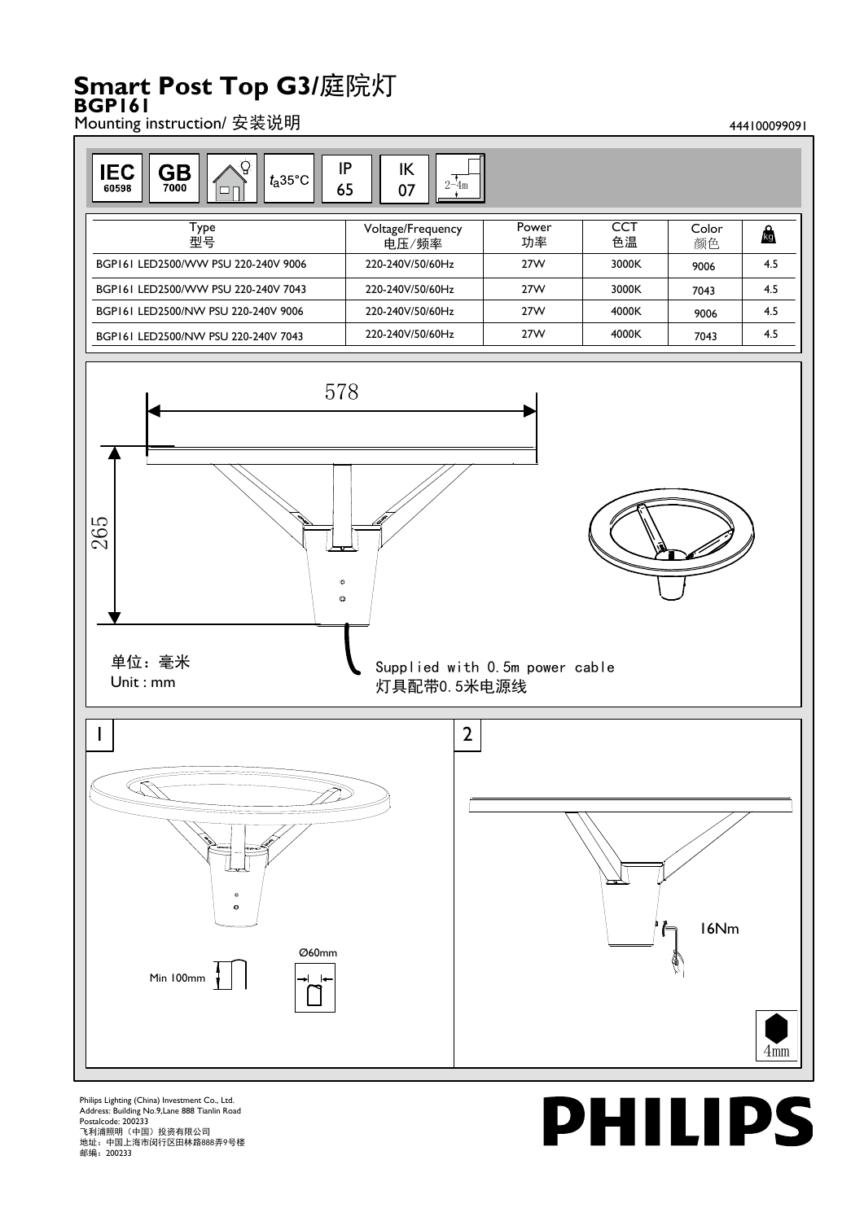# Smart Post Top G3/庭院灯

## BGP161

Mounting instruction/ 安装说明

444100099091

IEC 60598 | GB 7000 | $t_a$35°C | IP 65 | IK 07 | 2–4m

| Type 型号 | Voltage/Frequency 电压/频率 | Power 功率 | CCT 色温 | Color 颜色 | kg |
|---|---|---|---|---|---|
| BGP161 LED2500/WW PSU 220-240V 9006 | 220-240V/50/60Hz | 27W | 3000K | 9006 | 4.5 |
| BGP161 LED2500/WW PSU 220-240V 7043 | 220-240V/50/60Hz | 27W | 3000K | 7043 | 4.5 |
| BGP161 LED2500/NW PSU 220-240V 9006 | 220-240V/50/60Hz | 27W | 4000K | 9006 | 4.5 |
| BGP161 LED2500/NW PSU 220-240V 7043 | 220-240V/50/60Hz | 27W | 4000K | 7043 | 4.5 |

578

265

单位：毫米
Unit : mm

Supplied with 0.5m power cable
灯具配带0.5米电源线

1

Min 100mm

Ø60mm

2

16Nm

4mm

Philips Lighting (China) Investment Co., Ltd.
Address: Building No.9,Lane 888 Tianlin Road
Postalcode: 200233
飞利浦照明（中国）投资有限公司
地址：中国上海市闵行区田林路888弄9号楼
邮编：200233

PHILIPS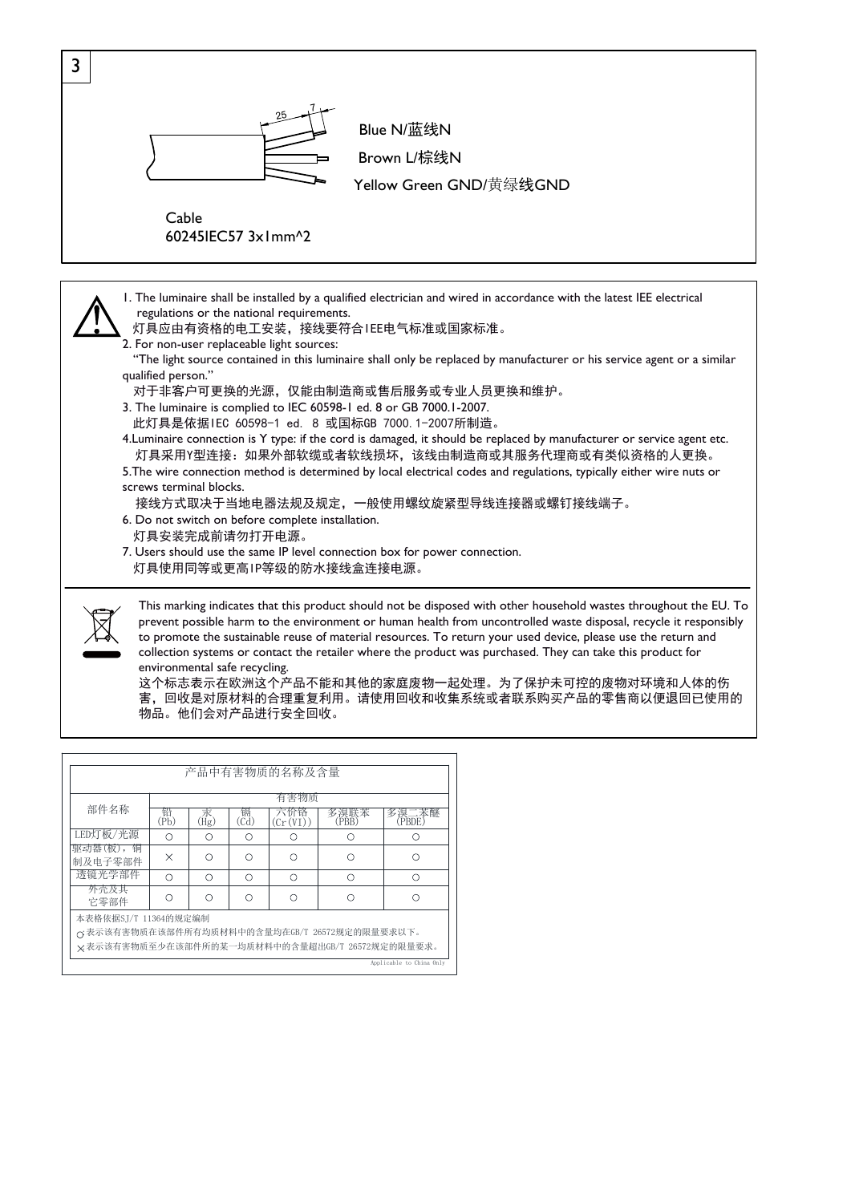3

25

7

Blue N/蓝线N

Brown L/棕线N

Yellow Green GND/黄绿线GND

Cable
60245IEC57 3x1mm^2

1. The luminaire shall be installed by a qualified electrician and wired in accordance with the latest IEE electrical regulations or the national requirements.
   灯具应由有资格的电工安装，接线要符合IEE电气标准或国家标准。
2. For non-user replaceable light sources:
   "The light source contained in this luminaire shall only be replaced by manufacturer or his service agent or a similar qualified person."
   对于非客户可更换的光源，仅能由制造商或售后服务或专业人员更换和维护。
3. The luminaire is complied to IEC 60598-1 ed. 8 or GB 7000.1-2007.
   此灯具是依据IEC 60598-1 ed. 8 或国标GB 7000.1-2007所制造。
4. Luminaire connection is Y type: if the cord is damaged, it should be replaced by manufacturer or service agent etc.
   灯具采用Y型连接：如果外部软缆或者软线损坏，该线由制造商或其服务代理商或有类似资格的人更换。
5. The wire connection method is determined by local electrical codes and regulations, typically either wire nuts or screws terminal blocks.
   接线方式取决于当地电器法规及规定，一般使用螺纹旋紧型导线连接器或螺钉接线端子。
6. Do not switch on before complete installation.
   灯具安装完成前请勿打开电源。
7. Users should use the same IP level connection box for power connection.
   灯具使用同等或更高IP等级的防水接线盒连接电源。

This marking indicates that this product should not be disposed with other household wastes throughout the EU. To prevent possible harm to the environment or human health from uncontrolled waste disposal, recycle it responsibly to promote the sustainable reuse of material resources. To return your used device, please use the return and collection systems or contact the retailer where the product was purchased. They can take this product for environmental safe recycling.
这个标志表示在欧洲这个产品不能和其他的家庭废物一起处理。为了保护未可控的废物对环境和人体的伤害，回收是对原材料的合理重复利用。请使用回收和收集系统或者联系购买产品的零售商以便退回已使用的物品。他们会对产品进行安全回收。

产品中有害物质的名称及含量

| 部件名称 | 有害物质 | | | | | |
|---|---|---|---|---|---|---|
| | 铅 (Pb) | 汞 (Hg) | 镉 (Cd) | 六价铬 (Cr(VI)) | 多溴联苯 (PBB) | 多溴二苯醚 (PBDE) |
| LED灯板/光源 | ○ | ○ | ○ | ○ | ○ | ○ |
| 驱动器(板)，铜制及电子零部件 | × | ○ | ○ | ○ | ○ | ○ |
| 透镜光学部件 | ○ | ○ | ○ | ○ | ○ | ○ |
| 外壳及其它零部件 | ○ | ○ | ○ | ○ | ○ | ○ |

本表格依据SJ/T 11364的规定编制

○表示该有害物质在该部件所有均质材料中的含量均在GB/T 26572规定的限量要求以下。

×表示该有害物质至少在该部件所的某一均质材料中的含量超出GB/T 26572规定的限量要求。

Applicable to China Only